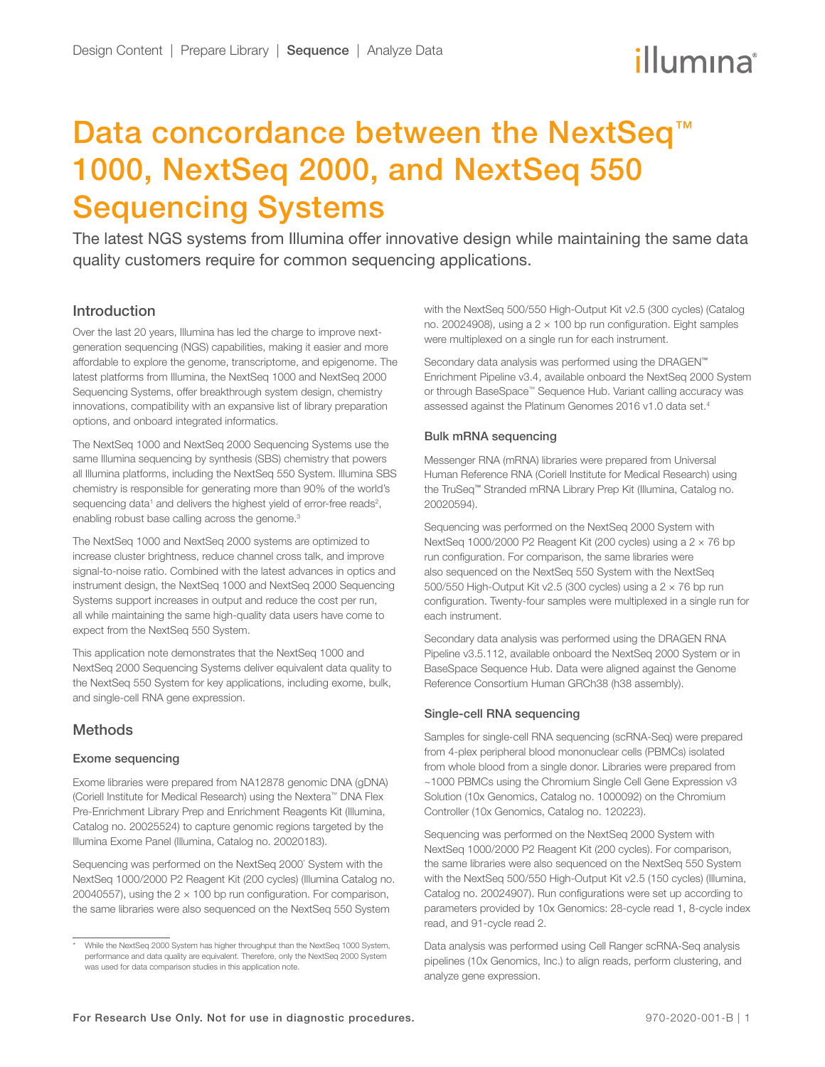# Data concordance between the NextSeq™ 1000, NextSeq 2000, and NextSeq 550 Sequencing Systems

The latest NGS systems from Illumina offer innovative design while maintaining the same data quality customers require for common sequencing applications.

## Introduction

Over the last 20 years, Illumina has led the charge to improve next-generation sequencing (NGS) capabilities, making it easier and more affordable to explore the genome, transcriptome, and epigenome. The latest platforms from Illumina, the NextSeq 1000 and NextSeq 2000 Sequencing Systems, offer breakthrough system design, chemistry innovations, compatibility with an expansive list of library preparation options, and onboard integrated informatics.

The NextSeq 1000 and NextSeq 2000 Sequencing Systems use the same Illumina sequencing by synthesis (SBS) chemistry that powers all Illumina platforms, including the NextSeq 550 System. Illumina SBS chemistry is responsible for generating more than 90% of the world's sequencing data[1] and delivers the highest yield of error-free reads[2], enabling robust base calling across the genome.[3]

The NextSeq 1000 and NextSeq 2000 systems are optimized to increase cluster brightness, reduce channel cross talk, and improve signal-to-noise ratio. Combined with the latest advances in optics and instrument design, the NextSeq 1000 and NextSeq 2000 Sequencing Systems support increases in output and reduce the cost per run, all while maintaining the same high-quality data users have come to expect from the NextSeq 550 System.

This application note demonstrates that the NextSeq 1000 and NextSeq 2000 Sequencing Systems deliver equivalent data quality to the NextSeq 550 System for key applications, including exome, bulk, and single-cell RNA gene expression.

## Methods

### Exome sequencing

Exome libraries were prepared from NA12878 genomic DNA (gDNA) (Coriell Institute for Medical Research) using the Nextera™ DNA Flex Pre-Enrichment Library Prep and Enrichment Reagents Kit (Illumina, Catalog no. 20025524) to capture genomic regions targeted by the Illumina Exome Panel (Illumina, Catalog no. 20020183).

Sequencing was performed on the NextSeq 2000* System with the NextSeq 1000/2000 P2 Reagent Kit (200 cycles) (Illumina Catalog no. 20040557), using the 2 × 100 bp run configuration. For comparison, the same libraries were also sequenced on the NextSeq 550 System with the NextSeq 500/550 High-Output Kit v2.5 (300 cycles) (Catalog no. 20024908), using a 2 × 100 bp run configuration. Eight samples were multiplexed on a single run for each instrument.

Secondary data analysis was performed using the DRAGEN™ Enrichment Pipeline v3.4, available onboard the NextSeq 2000 System or through BaseSpace™ Sequence Hub. Variant calling accuracy was assessed against the Platinum Genomes 2016 v1.0 data set.[4]

### Bulk mRNA sequencing

Messenger RNA (mRNA) libraries were prepared from Universal Human Reference RNA (Coriell Institute for Medical Research) using the TruSeq™ Stranded mRNA Library Prep Kit (Illumina, Catalog no. 20020594).

Sequencing was performed on the NextSeq 2000 System with NextSeq 1000/2000 P2 Reagent Kit (200 cycles) using a 2 × 76 bp run configuration. For comparison, the same libraries were also sequenced on the NextSeq 550 System with the NextSeq 500/550 High-Output Kit v2.5 (300 cycles) using a 2 × 76 bp run configuration. Twenty-four samples were multiplexed in a single run for each instrument.

Secondary data analysis was performed using the DRAGEN RNA Pipeline v3.5.112, available onboard the NextSeq 2000 System or in BaseSpace Sequence Hub. Data were aligned against the Genome Reference Consortium Human GRCh38 (h38 assembly).

### Single-cell RNA sequencing

Samples for single-cell RNA sequencing (scRNA-Seq) were prepared from 4-plex peripheral blood mononuclear cells (PBMCs) isolated from whole blood from a single donor. Libraries were prepared from ~1000 PBMCs using the Chromium Single Cell Gene Expression v3 Solution (10x Genomics, Catalog no. 1000092) on the Chromium Controller (10x Genomics, Catalog no. 120223).

Sequencing was performed on the NextSeq 2000 System with NextSeq 1000/2000 P2 Reagent Kit (200 cycles). For comparison, the same libraries were also sequenced on the NextSeq 550 System with the NextSeq 500/550 High-Output Kit v2.5 (150 cycles) (Illumina, Catalog no. 20024907). Run configurations were set up according to parameters provided by 10x Genomics: 28-cycle read 1, 8-cycle index read, and 91-cycle read 2.

Data analysis was performed using Cell Ranger scRNA-Seq analysis pipelines (10x Genomics, Inc.) to align reads, perform clustering, and analyze gene expression.

\* While the NextSeq 2000 System has higher throughput than the NextSeq 1000 System, performance and data quality are equivalent. Therefore, only the NextSeq 2000 System was used for data comparison studies in this application note.

For Research Use Only. Not for use in diagnostic procedures.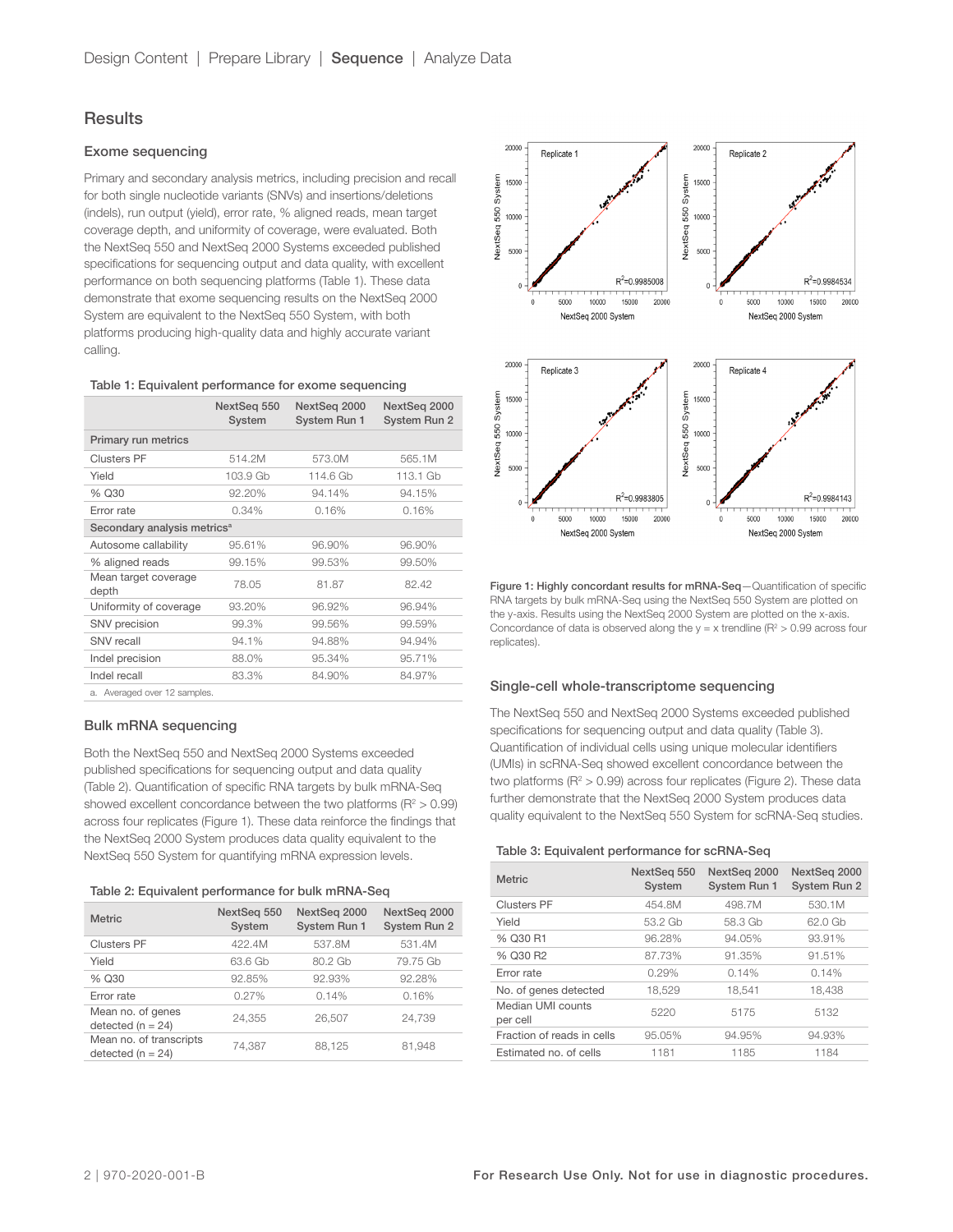## Results

### Exome sequencing

Primary and secondary analysis metrics, including precision and recall for both single nucleotide variants (SNVs) and insertions/deletions (indels), run output (yield), error rate, % aligned reads, mean target coverage depth, and uniformity of coverage, were evaluated. Both the NextSeq 550 and NextSeq 2000 Systems exceeded published specifications for sequencing output and data quality, with excellent performance on both sequencing platforms (Table 1). These data demonstrate that exome sequencing results on the NextSeq 2000 System are equivalent to the NextSeq 550 System, with both platforms producing high-quality data and highly accurate variant calling.

**Table 1: Equivalent performance for exome sequencing**

| | NextSeq 550 System | NextSeq 2000 System Run 1 | NextSeq 2000 System Run 2 |
|---|---|---|---|
| **Primary run metrics** | | | |
| Clusters PF | 514.2M | 573.0M | 565.1M |
| Yield | 103.9 Gb | 114.6 Gb | 113.1 Gb |
| % Q30 | 92.20% | 94.14% | 94.15% |
| Error rate | 0.34% | 0.16% | 0.16% |
| **Secondary analysis metrics[a]** | | | |
| Autosome callability | 95.61% | 96.90% | 96.90% |
| % aligned reads | 99.15% | 99.53% | 99.50% |
| Mean target coverage depth | 78.05 | 81.87 | 82.42 |
| Uniformity of coverage | 93.20% | 96.92% | 96.94% |
| SNV precision | 99.3% | 99.56% | 99.59% |
| SNV recall | 94.1% | 94.88% | 94.94% |
| Indel precision | 88.0% | 95.34% | 95.71% |
| Indel recall | 83.3% | 84.90% | 84.97% |

a. Averaged over 12 samples.

### Bulk mRNA sequencing

Both the NextSeq 550 and NextSeq 2000 Systems exceeded published specifications for sequencing output and data quality (Table 2). Quantification of specific RNA targets by bulk mRNA-Seq showed excellent concordance between the two platforms ($R^2 > 0.99$) across four replicates (Figure 1). These data reinforce the findings that the NextSeq 2000 System produces data quality equivalent to the NextSeq 550 System for quantifying mRNA expression levels.

**Table 2: Equivalent performance for bulk mRNA-Seq**

| Metric | NextSeq 550 System | NextSeq 2000 System Run 1 | NextSeq 2000 System Run 2 |
|---|---|---|---|
| Clusters PF | 422.4M | 537.8M | 531.4M |
| Yield | 63.6 Gb | 80.2 Gb | 79.75 Gb |
| % Q30 | 92.85% | 92.93% | 92.28% |
| Error rate | 0.27% | 0.14% | 0.16% |
| Mean no. of genes detected (n = 24) | 24,355 | 26,507 | 24,739 |
| Mean no. of transcripts detected (n = 24) | 74,387 | 88,125 | 81,948 |

**Figure 1: Highly concordant results for mRNA-Seq**—Quantification of specific RNA targets by bulk mRNA-Seq using the NextSeq 550 System are plotted on the y-axis. Results using the NextSeq 2000 System are plotted on the x-axis. Concordance of data is observed along the y = x trendline ($R^2 > 0.99$ across four replicates).

### Single-cell whole-transcriptome sequencing

The NextSeq 550 and NextSeq 2000 Systems exceeded published specifications for sequencing output and data quality (Table 3). Quantification of individual cells using unique molecular identifiers (UMIs) in scRNA-Seq showed excellent concordance between the two platforms ($R^2 > 0.99$) across four replicates (Figure 2). These data further demonstrate that the NextSeq 2000 System produces data quality equivalent to the NextSeq 550 System for scRNA-Seq studies.

**Table 3: Equivalent performance for scRNA-Seq**

| Metric | NextSeq 550 System | NextSeq 2000 System Run 1 | NextSeq 2000 System Run 2 |
|---|---|---|---|
| Clusters PF | 454.8M | 498.7M | 530.1M |
| Yield | 53.2 Gb | 58.3 Gb | 62.0 Gb |
| % Q30 R1 | 96.28% | 94.05% | 93.91% |
| % Q30 R2 | 87.73% | 91.35% | 91.51% |
| Error rate | 0.29% | 0.14% | 0.14% |
| No. of genes detected | 18,529 | 18,541 | 18,438 |
| Median UMI counts per cell | 5220 | 5175 | 5132 |
| Fraction of reads in cells | 95.05% | 94.95% | 94.93% |
| Estimated no. of cells | 1181 | 1185 | 1184 |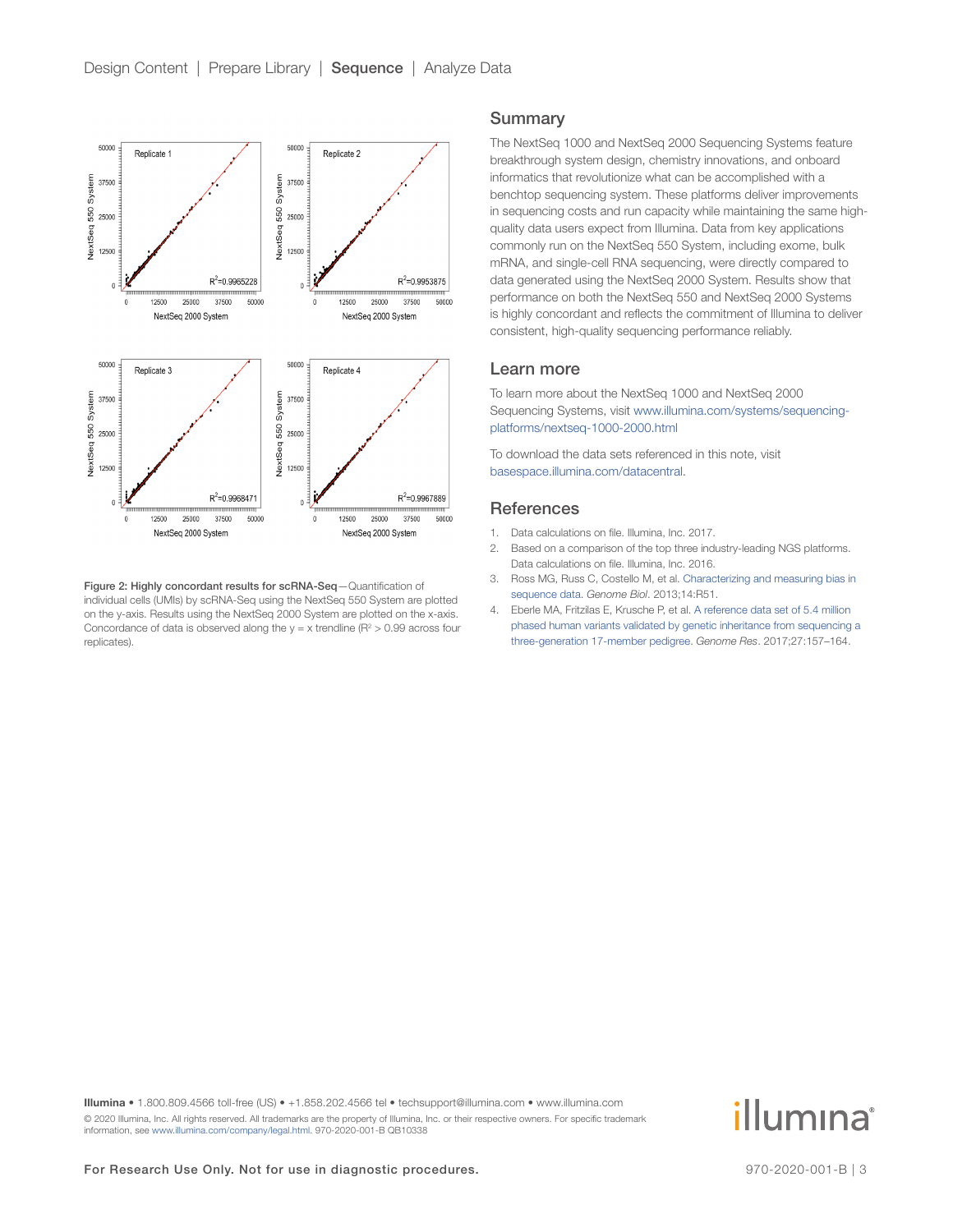Design Content | Prepare Library | **Sequence** | Analyze Data

Replicate 1
NextSeq 550 System
NextSeq 2000 System
50000
37500
25000
12500
0
0 12500 25000 37500 50000
$R^2$=0.9965228

Replicate 2
NextSeq 550 System
NextSeq 2000 System
50000
37500
25000
12500
0
0 12500 25000 37500 50000
$R^2$=0.9953875

Replicate 3
NextSeq 550 System
NextSeq 2000 System
50000
37500
25000
12500
0
0 12500 25000 37500 50000
$R^2$=0.9968471

Replicate 4
NextSeq 550 System
NextSeq 2000 System
50000
37500
25000
12500
0
0 12500 25000 37500 50000
$R^2$=0.9967889

**Figure 2: Highly concordant results for scRNA-Seq**—Quantification of individual cells (UMIs) by scRNA-Seq using the NextSeq 550 System are plotted on the y-axis. Results using the NextSeq 2000 System are plotted on the x-axis. Concordance of data is observed along the y = x trendline ($R^2 > 0.99$ across four replicates).

## Summary

The NextSeq 1000 and NextSeq 2000 Sequencing Systems feature breakthrough system design, chemistry innovations, and onboard informatics that revolutionize what can be accomplished with a benchtop sequencing system. These platforms deliver improvements in sequencing costs and run capacity while maintaining the same high-quality data users expect from Illumina. Data from key applications commonly run on the NextSeq 550 System, including exome, bulk mRNA, and single-cell RNA sequencing, were directly compared to data generated using the NextSeq 2000 System. Results show that performance on both the NextSeq 550 and NextSeq 2000 Systems is highly concordant and reflects the commitment of Illumina to deliver consistent, high-quality sequencing performance reliably.

## Learn more

To learn more about the NextSeq 1000 and NextSeq 2000 Sequencing Systems, visit www.illumina.com/systems/sequencing-platforms/nextseq-1000-2000.html

To download the data sets referenced in this note, visit basespace.illumina.com/datacentral.

## References

1. Data calculations on file. Illumina, Inc. 2017.
2. Based on a comparison of the top three industry-leading NGS platforms. Data calculations on file. Illumina, Inc. 2016.
3. Ross MG, Russ C, Costello M, et al. Characterizing and measuring bias in sequence data. *Genome Biol*. 2013;14:R51.
4. Eberle MA, Fritzilas E, Krusche P, et al. A reference data set of 5.4 million phased human variants validated by genetic inheritance from sequencing a three-generation 17-member pedigree. *Genome Res*. 2017;27:157–164.

**Illumina** • 1.800.809.4566 toll-free (US) • +1.858.202.4566 tel • techsupport@illumina.com • www.illumina.com

© 2020 Illumina, Inc. All rights reserved. All trademarks are the property of Illumina, Inc. or their respective owners. For specific trademark information, see www.illumina.com/company/legal.html. 970-2020-001-B QB10338

For Research Use Only. Not for use in diagnostic procedures.